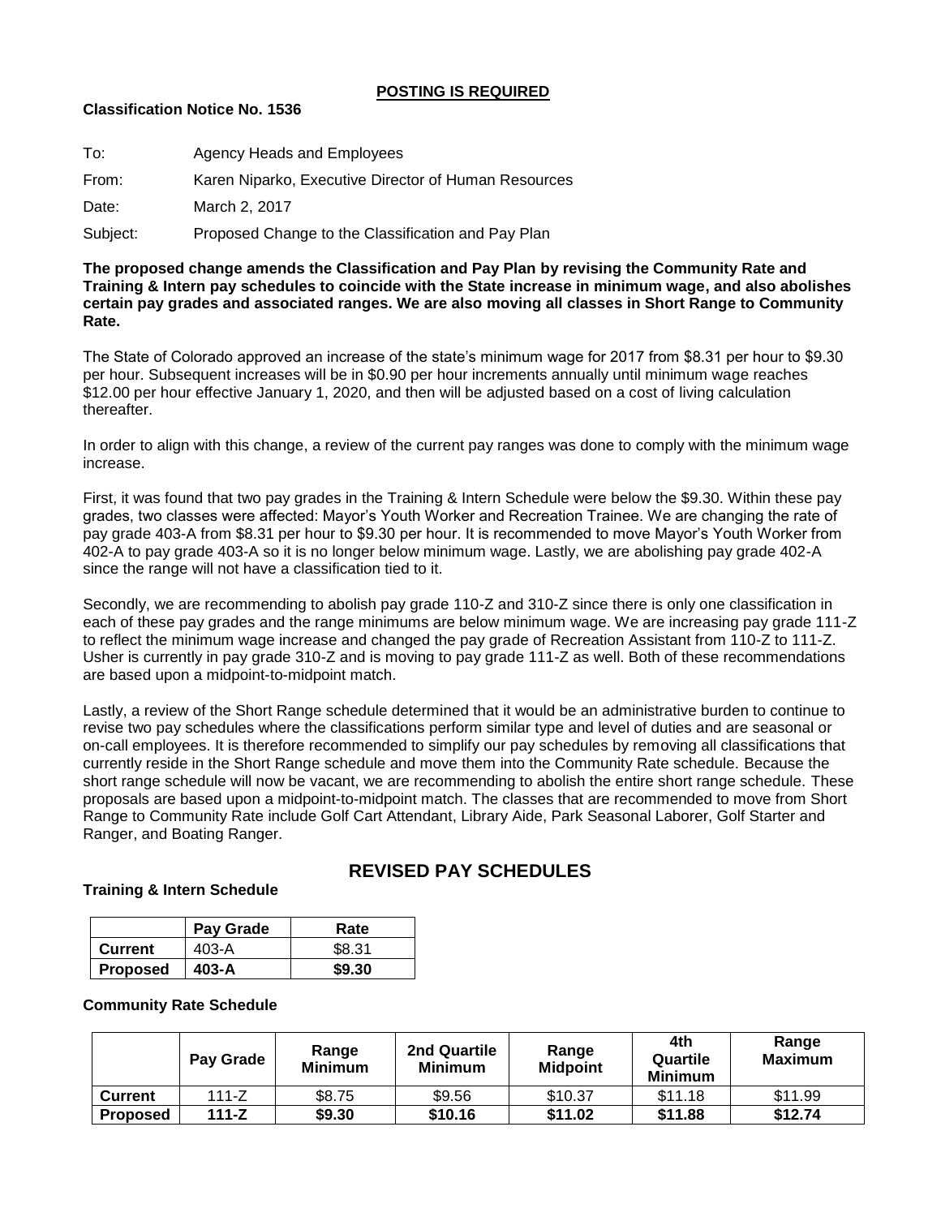**POSTING IS REQUIRED**

**Classification Notice No. 1536**

To: Agency Heads and Employees

From: Karen Niparko, Executive Director of Human Resources

Date: March 2, 2017

Subject: Proposed Change to the Classification and Pay Plan

**The proposed change amends the Classification and Pay Plan by revising the Community Rate and Training & Intern pay schedules to coincide with the State increase in minimum wage, and also abolishes certain pay grades and associated ranges. We are also moving all classes in Short Range to Community Rate.**

The State of Colorado approved an increase of the state's minimum wage for 2017 from $8.31 per hour to $9.30 per hour. Subsequent increases will be in $0.90 per hour increments annually until minimum wage reaches $12.00 per hour effective January 1, 2020, and then will be adjusted based on a cost of living calculation thereafter.

In order to align with this change, a review of the current pay ranges was done to comply with the minimum wage increase.

First, it was found that two pay grades in the Training & Intern Schedule were below the $9.30. Within these pay grades, two classes were affected: Mayor's Youth Worker and Recreation Trainee. We are changing the rate of pay grade 403-A from $8.31 per hour to $9.30 per hour. It is recommended to move Mayor's Youth Worker from 402-A to pay grade 403-A so it is no longer below minimum wage. Lastly, we are abolishing pay grade 402-A since the range will not have a classification tied to it.

Secondly, we are recommending to abolish pay grade 110-Z and 310-Z since there is only one classification in each of these pay grades and the range minimums are below minimum wage. We are increasing pay grade 111-Z to reflect the minimum wage increase and changed the pay grade of Recreation Assistant from 110-Z to 111-Z. Usher is currently in pay grade 310-Z and is moving to pay grade 111-Z as well. Both of these recommendations are based upon a midpoint-to-midpoint match.

Lastly, a review of the Short Range schedule determined that it would be an administrative burden to continue to revise two pay schedules where the classifications perform similar type and level of duties and are seasonal or on-call employees. It is therefore recommended to simplify our pay schedules by removing all classifications that currently reside in the Short Range schedule and move them into the Community Rate schedule. Because the short range schedule will now be vacant, we are recommending to abolish the entire short range schedule. These proposals are based upon a midpoint-to-midpoint match. The classes that are recommended to move from Short Range to Community Rate include Golf Cart Attendant, Library Aide, Park Seasonal Laborer, Golf Starter and Ranger, and Boating Ranger.

## REVISED PAY SCHEDULES

**Training & Intern Schedule**

| | Pay Grade | Rate |
|---|---|---|
| **Current** | 403-A | $8.31 |
| **Proposed** | **403-A** | **$9.30** |

**Community Rate Schedule**

| | Pay Grade | Range Minimum | 2nd Quartile Minimum | Range Midpoint | 4th Quartile Minimum | Range Maximum |
|---|---|---|---|---|---|---|
| **Current** | 111-Z | $8.75 | $9.56 | $10.37 | $11.18 | $11.99 |
| **Proposed** | **111-Z** | **$9.30** | **$10.16** | **$11.02** | **$11.88** | **$12.74** |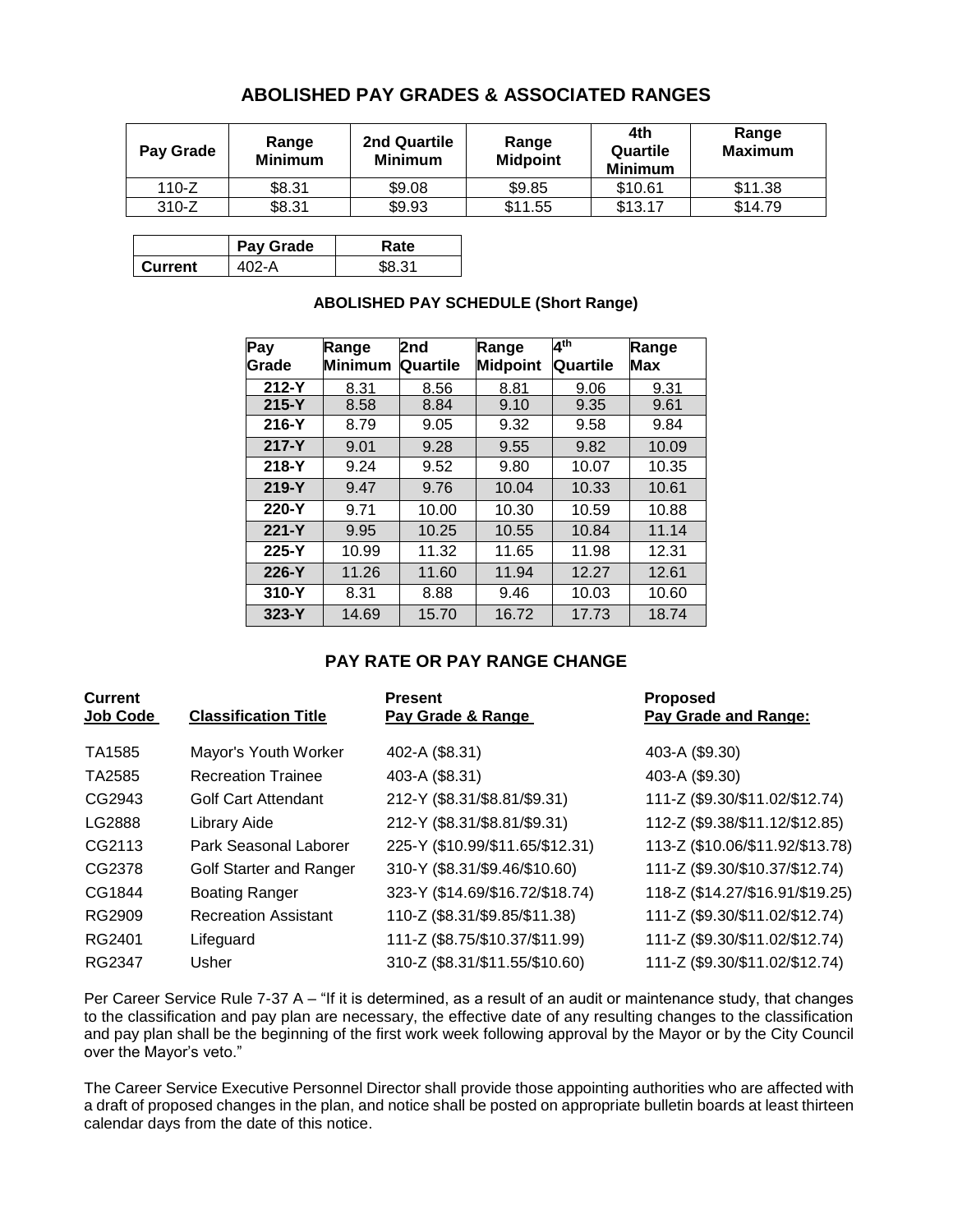## ABOLISHED PAY GRADES & ASSOCIATED RANGES

| Pay Grade | Range Minimum | 2nd Quartile Minimum | Range Midpoint | 4th Quartile Minimum | Range Maximum |
|---|---|---|---|---|---|
| 110-Z | $8.31 | $9.08 | $9.85 | $10.61 | $11.38 |
| 310-Z | $8.31 | $9.93 | $11.55 | $13.17 | $14.79 |

| | Pay Grade | Rate |
|---|---|---|
| **Current** | 402-A | $8.31 |

### ABOLISHED PAY SCHEDULE (Short Range)

| Pay Grade | Range Minimum | 2nd Quartile | Range Midpoint | 4th Quartile | Range Max |
|---|---|---|---|---|---|
| 212-Y | 8.31 | 8.56 | 8.81 | 9.06 | 9.31 |
| 215-Y | 8.58 | 8.84 | 9.10 | 9.35 | 9.61 |
| 216-Y | 8.79 | 9.05 | 9.32 | 9.58 | 9.84 |
| 217-Y | 9.01 | 9.28 | 9.55 | 9.82 | 10.09 |
| 218-Y | 9.24 | 9.52 | 9.80 | 10.07 | 10.35 |
| 219-Y | 9.47 | 9.76 | 10.04 | 10.33 | 10.61 |
| 220-Y | 9.71 | 10.00 | 10.30 | 10.59 | 10.88 |
| 221-Y | 9.95 | 10.25 | 10.55 | 10.84 | 11.14 |
| 225-Y | 10.99 | 11.32 | 11.65 | 11.98 | 12.31 |
| 226-Y | 11.26 | 11.60 | 11.94 | 12.27 | 12.61 |
| 310-Y | 8.31 | 8.88 | 9.46 | 10.03 | 10.60 |
| 323-Y | 14.69 | 15.70 | 16.72 | 17.73 | 18.74 |

## PAY RATE OR PAY RANGE CHANGE

| Current Job Code | Classification Title | Present Pay Grade & Range | Proposed Pay Grade and Range: |
|---|---|---|---|
| TA1585 | Mayor's Youth Worker | 402-A ($8.31) | 403-A ($9.30) |
| TA2585 | Recreation Trainee | 403-A ($8.31) | 403-A ($9.30) |
| CG2943 | Golf Cart Attendant | 212-Y ($8.31/$8.81/$9.31) | 111-Z ($9.30/$11.02/$12.74) |
| LG2888 | Library Aide | 212-Y ($8.31/$8.81/$9.31) | 112-Z ($9.38/$11.12/$12.85) |
| CG2113 | Park Seasonal Laborer | 225-Y ($10.99/$11.65/$12.31) | 113-Z ($10.06/$11.92/$13.78) |
| CG2378 | Golf Starter and Ranger | 310-Y ($8.31/$9.46/$10.60) | 111-Z ($9.30/$10.37/$12.74) |
| CG1844 | Boating Ranger | 323-Y ($14.69/$16.72/$18.74) | 118-Z ($14.27/$16.91/$19.25) |
| RG2909 | Recreation Assistant | 110-Z ($8.31/$9.85/$11.38) | 111-Z ($9.30/$11.02/$12.74) |
| RG2401 | Lifeguard | 111-Z ($8.75/$10.37/$11.99) | 111-Z ($9.30/$11.02/$12.74) |
| RG2347 | Usher | 310-Z ($8.31/$11.55/$10.60) | 111-Z ($9.30/$11.02/$12.74) |

Per Career Service Rule 7-37 A – "If it is determined, as a result of an audit or maintenance study, that changes to the classification and pay plan are necessary, the effective date of any resulting changes to the classification and pay plan shall be the beginning of the first work week following approval by the Mayor or by the City Council over the Mayor's veto."

The Career Service Executive Personnel Director shall provide those appointing authorities who are affected with a draft of proposed changes in the plan, and notice shall be posted on appropriate bulletin boards at least thirteen calendar days from the date of this notice.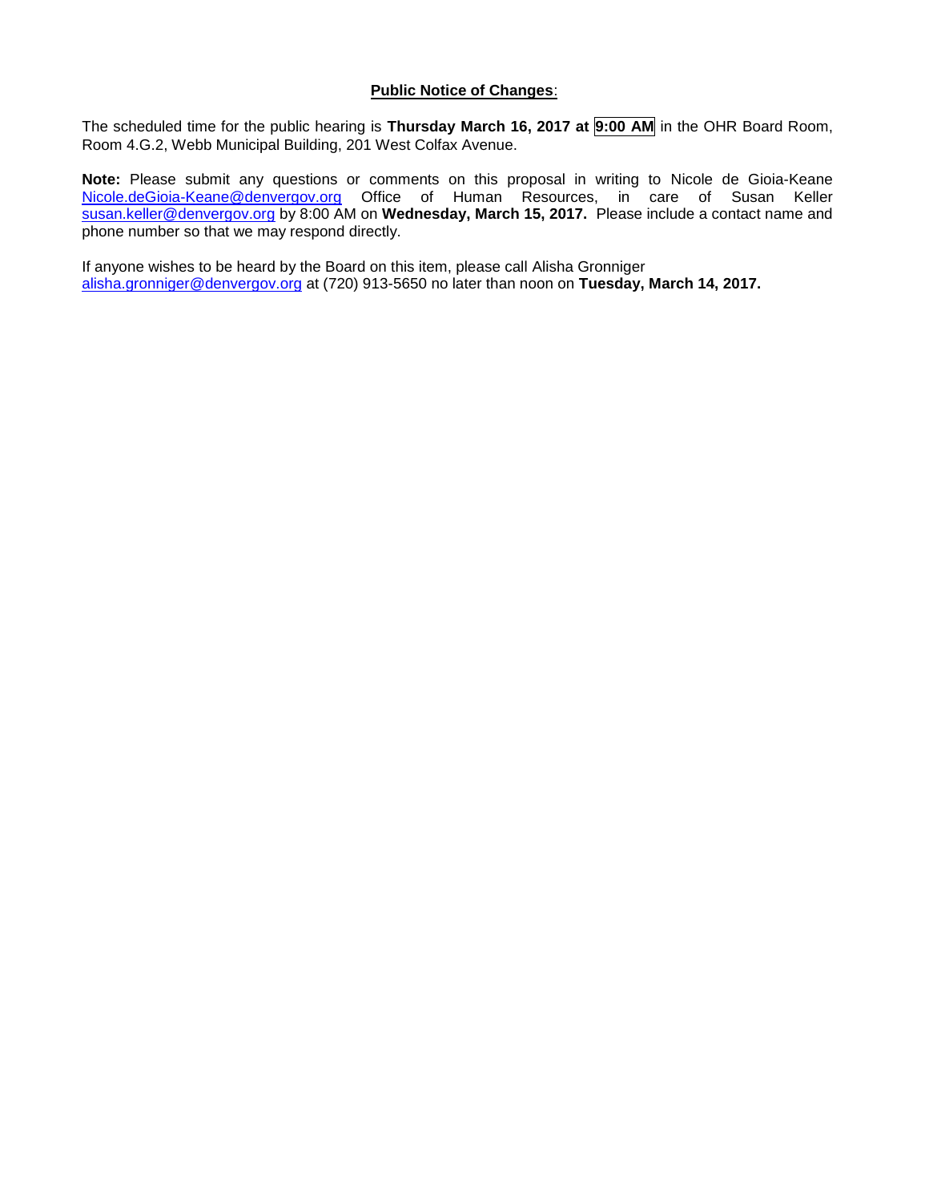**Public Notice of Changes**:

The scheduled time for the public hearing is **Thursday March 16, 2017 at 9:00 AM** in the OHR Board Room, Room 4.G.2, Webb Municipal Building, 201 West Colfax Avenue.

**Note:** Please submit any questions or comments on this proposal in writing to Nicole de Gioia-Keane Nicole.deGioia-Keane@denvergov.org Office of Human Resources, in care of Susan Keller susan.keller@denvergov.org by 8:00 AM on **Wednesday, March 15, 2017.** Please include a contact name and phone number so that we may respond directly.

If anyone wishes to be heard by the Board on this item, please call Alisha Gronniger alisha.gronniger@denvergov.org at (720) 913-5650 no later than noon on **Tuesday, March 14, 2017.**